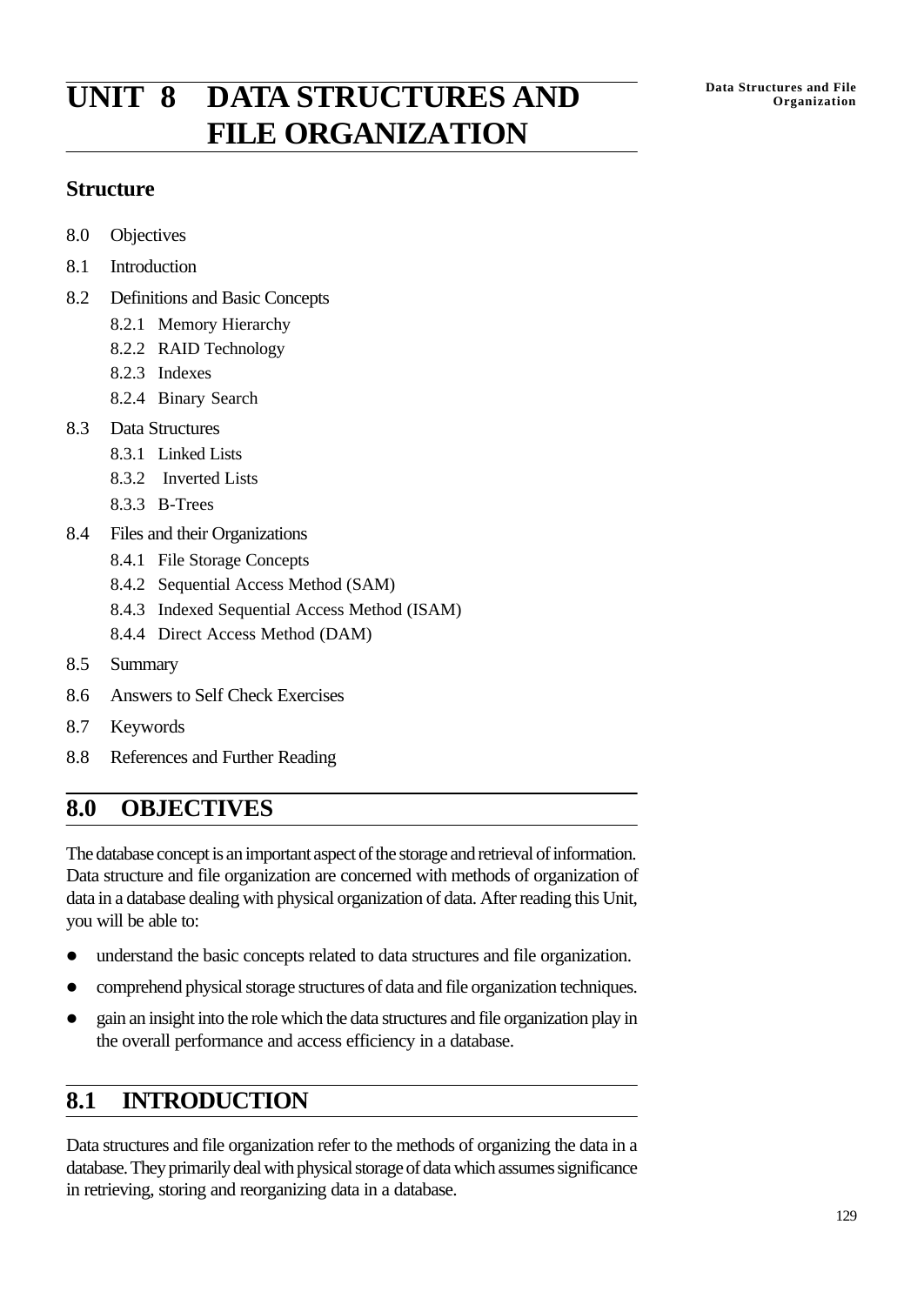# UNIT 8 DATA STRUCTURES AND FILE ORGANIZATION

## Structure

8.0 Objectives

8.1 Introduction

8.2 Definitions and Basic Concepts

- 8.2.1 Memory Hierarchy
- 8.2.2 RAID Technology
- 8.2.3 Indexes
- 8.2.4 Binary Search

8.3 Data Structures

- 8.3.1 Linked Lists
- 8.3.2 Inverted Lists
- 8.3.3 B-Trees

8.4 Files and their Organizations

- 8.4.1 File Storage Concepts
- 8.4.2 Sequential Access Method (SAM)
- 8.4.3 Indexed Sequential Access Method (ISAM)
- 8.4.4 Direct Access Method (DAM)

8.5 Summary

8.6 Answers to Self Check Exercises

8.7 Keywords

8.8 References and Further Reading

## 8.0 OBJECTIVES

The database concept is an important aspect of the storage and retrieval of information. Data structure and file organization are concerned with methods of organization of data in a database dealing with physical organization of data. After reading this Unit, you will be able to:

- understand the basic concepts related to data structures and file organization.
- comprehend physical storage structures of data and file organization techniques.
- gain an insight into the role which the data structures and file organization play in the overall performance and access efficiency in a database.

## 8.1 INTRODUCTION

Data structures and file organization refer to the methods of organizing the data in a database. They primarily deal with physical storage of data which assumes significance in retrieving, storing and reorganizing data in a database.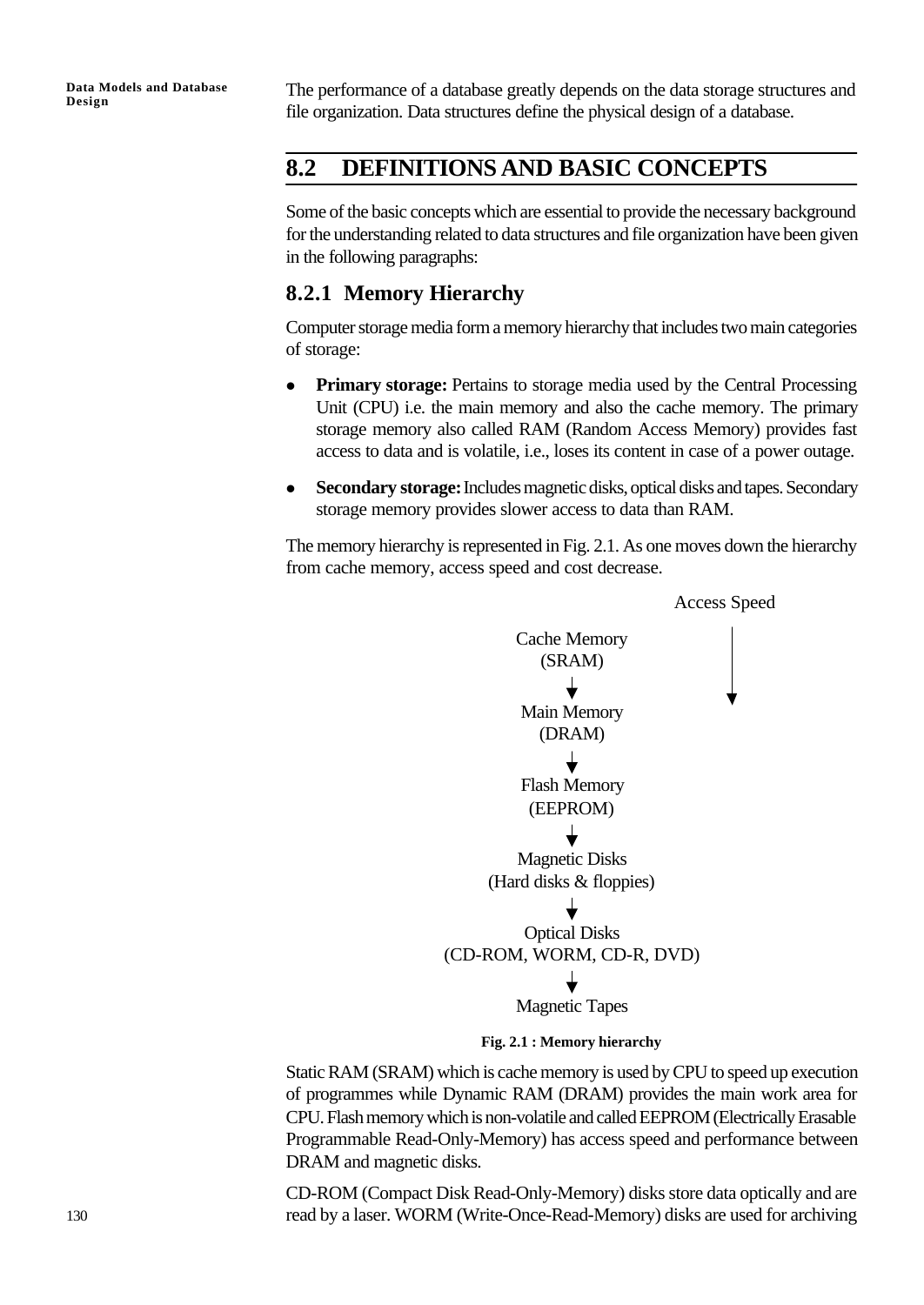The performance of a database greatly depends on the data storage structures and file organization. Data structures define the physical design of a database.

## 8.2 DEFINITIONS AND BASIC CONCEPTS

Some of the basic concepts which are essential to provide the necessary background for the understanding related to data structures and file organization have been given in the following paragraphs:

### 8.2.1 Memory Hierarchy

Computer storage media form a memory hierarchy that includes two main categories of storage:

- **Primary storage:** Pertains to storage media used by the Central Processing Unit (CPU) i.e. the main memory and also the cache memory. The primary storage memory also called RAM (Random Access Memory) provides fast access to data and is volatile, i.e., loses its content in case of a power outage.
- **Secondary storage:** Includes magnetic disks, optical disks and tapes. Secondary storage memory provides slower access to data than RAM.

The memory hierarchy is represented in Fig. 2.1. As one moves down the hierarchy from cache memory, access speed and cost decrease.

Access Speed ↓

Cache Memory (SRAM)
↓
Main Memory (DRAM)
↓
Flash Memory (EEPROM)
↓
Magnetic Disks (Hard disks & floppies)
↓
Optical Disks (CD-ROM, WORM, CD-R, DVD)
↓
Magnetic Tapes

**Fig. 2.1 : Memory hierarchy**

Static RAM (SRAM) which is cache memory is used by CPU to speed up execution of programmes while Dynamic RAM (DRAM) provides the main work area for CPU. Flash memory which is non-volatile and called EEPROM (Electrically Erasable Programmable Read-Only-Memory) has access speed and performance between DRAM and magnetic disks.

CD-ROM (Compact Disk Read-Only-Memory) disks store data optically and are read by a laser. WORM (Write-Once-Read-Memory) disks are used for archiving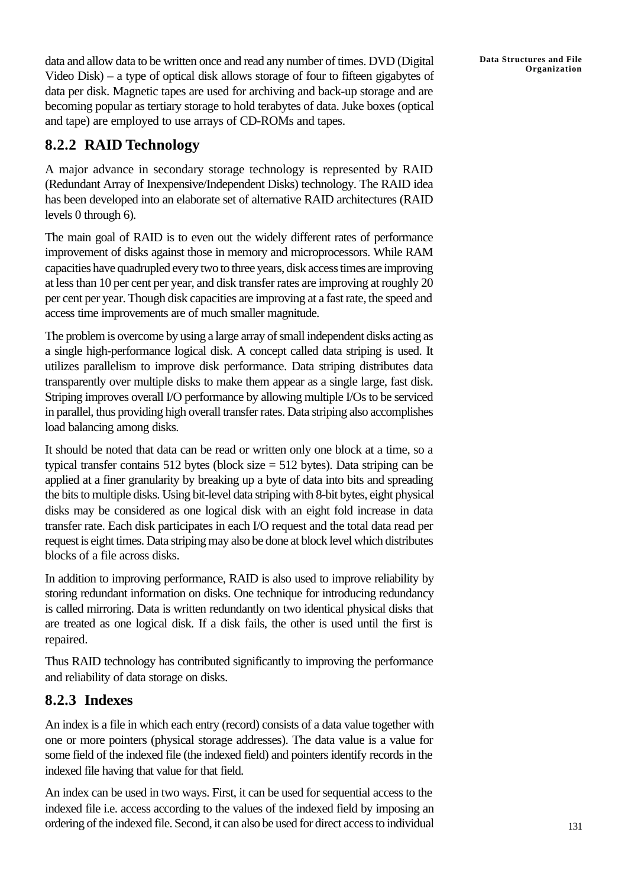data and allow data to be written once and read any number of times. DVD (Digital Video Disk) – a type of optical disk allows storage of four to fifteen gigabytes of data per disk. Magnetic tapes are used for archiving and back-up storage and are becoming popular as tertiary storage to hold terabytes of data. Juke boxes (optical and tape) are employed to use arrays of CD-ROMs and tapes.

### 8.2.2 RAID Technology

A major advance in secondary storage technology is represented by RAID (Redundant Array of Inexpensive/Independent Disks) technology. The RAID idea has been developed into an elaborate set of alternative RAID architectures (RAID levels 0 through 6).

The main goal of RAID is to even out the widely different rates of performance improvement of disks against those in memory and microprocessors. While RAM capacities have quadrupled every two to three years, disk access times are improving at less than 10 per cent per year, and disk transfer rates are improving at roughly 20 per cent per year. Though disk capacities are improving at a fast rate, the speed and access time improvements are of much smaller magnitude.

The problem is overcome by using a large array of small independent disks acting as a single high-performance logical disk. A concept called data striping is used. It utilizes parallelism to improve disk performance. Data striping distributes data transparently over multiple disks to make them appear as a single large, fast disk. Striping improves overall I/O performance by allowing multiple I/Os to be serviced in parallel, thus providing high overall transfer rates. Data striping also accomplishes load balancing among disks.

It should be noted that data can be read or written only one block at a time, so a typical transfer contains 512 bytes (block size = 512 bytes). Data striping can be applied at a finer granularity by breaking up a byte of data into bits and spreading the bits to multiple disks. Using bit-level data striping with 8-bit bytes, eight physical disks may be considered as one logical disk with an eight fold increase in data transfer rate. Each disk participates in each I/O request and the total data read per request is eight times. Data striping may also be done at block level which distributes blocks of a file across disks.

In addition to improving performance, RAID is also used to improve reliability by storing redundant information on disks. One technique for introducing redundancy is called mirroring. Data is written redundantly on two identical physical disks that are treated as one logical disk. If a disk fails, the other is used until the first is repaired.

Thus RAID technology has contributed significantly to improving the performance and reliability of data storage on disks.

### 8.2.3 Indexes

An index is a file in which each entry (record) consists of a data value together with one or more pointers (physical storage addresses). The data value is a value for some field of the indexed file (the indexed field) and pointers identify records in the indexed file having that value for that field.

An index can be used in two ways. First, it can be used for sequential access to the indexed file i.e. access according to the values of the indexed field by imposing an ordering of the indexed file. Second, it can also be used for direct access to individual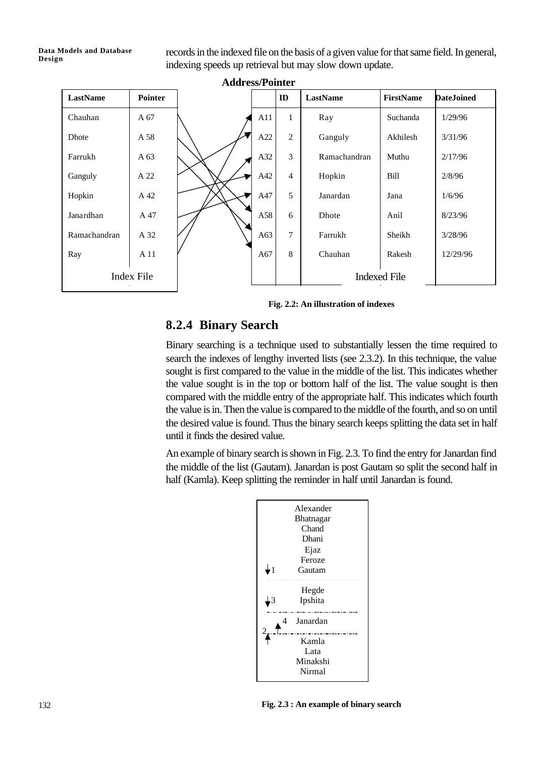records in the indexed file on the basis of a given value for that same field. In general, indexing speeds up retrieval but may slow down update.

**Address/Pointer**

| LastName | Pointer |
|---|---|
| Chauhan | A 67 |
| Dhote | A 58 |
| Farrukh | A 63 |
| Ganguly | A 22 |
| Hopkin | A 42 |
| Janardhan | A 47 |
| Ramachandran | A 32 |
| Ray | A 11 |

Index File

| | ID | LastName | FirstName | DateJoined |
|---|---|---|---|---|
| A11 | 1 | Ray | Suchanda | 1/29/96 |
| A22 | 2 | Ganguly | Akhilesh | 3/31/96 |
| A32 | 3 | Ramachandran | Muthu | 2/17/96 |
| A42 | 4 | Hopkin | Bill | 2/8/96 |
| A47 | 5 | Janardan | Jana | 1/6/96 |
| A58 | 6 | Dhote | Anil | 8/23/96 |
| A63 | 7 | Farrukh | Sheikh | 3/28/96 |
| A67 | 8 | Chauhan | Rakesh | 12/29/96 |

Indexed File

**Fig. 2.2: An illustration of indexes**

## 8.2.4 Binary Search

Binary searching is a technique used to substantially lessen the time required to search the indexes of lengthy inverted lists (see 2.3.2). In this technique, the value sought is first compared to the value in the middle of the list. This indicates whether the value sought is in the top or bottom half of the list. The value sought is then compared with the middle entry of the appropriate half. This indicates which fourth the value is in. Then the value is compared to the middle of the fourth, and so on until the desired value is found. Thus the binary search keeps splitting the data set in half until it finds the desired value.

An example of binary search is shown in Fig. 2.3. To find the entry for Janardan find the middle of the list (Gautam). Janardan is post Gautam so split the second half in half (Kamla). Keep splitting the reminder in half until Janardan is found.

Alexander
Bhatnagar
Chand
Dhani
Ejaz
Feroze
1 Gautam
Hegde
3 Ipshita
4 Janardan
2 Kamla
Lata
Minakshi
Nirmal

**Fig. 2.3 : An example of binary search**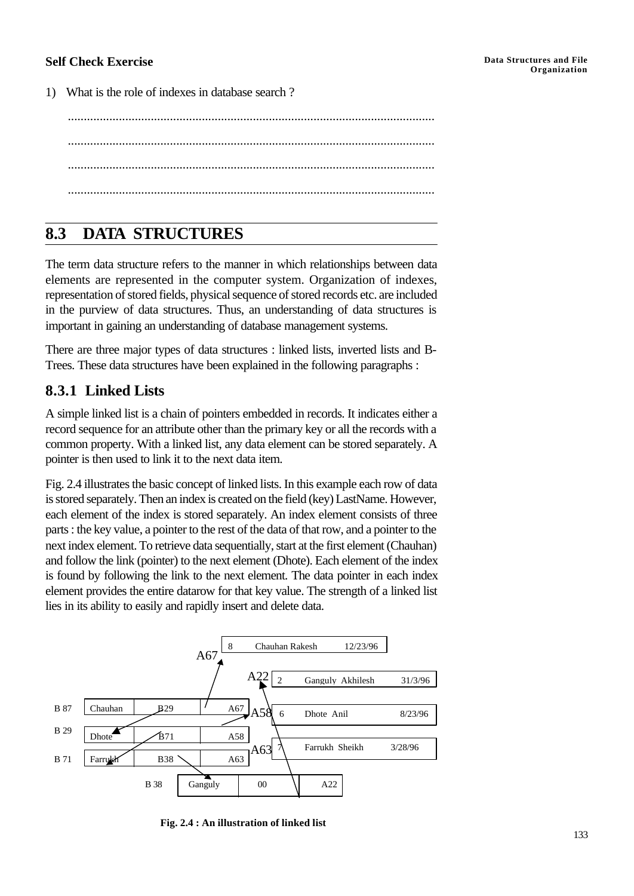**Self Check Exercise**

1) What is the role of indexes in database search ?

..................................................................................................................

..................................................................................................................

..................................................................................................................

..................................................................................................................

## 8.3 DATA STRUCTURES

The term data structure refers to the manner in which relationships between data elements are represented in the computer system. Organization of indexes, representation of stored fields, physical sequence of stored records etc. are included in the purview of data structures. Thus, an understanding of data structures is important in gaining an understanding of database management systems.

There are three major types of data structures : linked lists, inverted lists and B-Trees. These data structures have been explained in the following paragraphs :

### 8.3.1 Linked Lists

A simple linked list is a chain of pointers embedded in records. It indicates either a record sequence for an attribute other than the primary key or all the records with a common property. With a linked list, any data element can be stored separately. A pointer is then used to link it to the next data item.

Fig. 2.4 illustrates the basic concept of linked lists. In this example each row of data is stored separately. Then an index is created on the field (key) LastName. However, each element of the index is stored separately. An index element consists of three parts : the key value, a pointer to the rest of the data of that row, and a pointer to the next index element. To retrieve data sequentially, start at the first element (Chauhan) and follow the link (pointer) to the next element (Dhote). Each element of the index is found by following the link to the next element. The data pointer in each index element provides the entire datarow for that key value. The strength of a linked list lies in its ability to easily and rapidly insert and delete data.

| Address | Key | Next | Data pointer |
|---|---|---|---|
| B 87 | Chauhan | B29 | A67 |
| B 29 | Dhote | B71 | A58 |
| B 71 | Farrukh | B38 | A63 |
| B 38 | Ganguly | 00 | A22 |

| Address | No. | Name | Date |
|---|---|---|---|
| A67 | 8 | Chauhan Rakesh | 12/23/96 |
| A22 | 2 | Ganguly Akhilesh | 31/3/96 |
| A58 | 6 | Dhote Anil | 8/23/96 |
| A63 | 7 | Farrukh Sheikh | 3/28/96 |

**Fig. 2.4 : An illustration of linked list**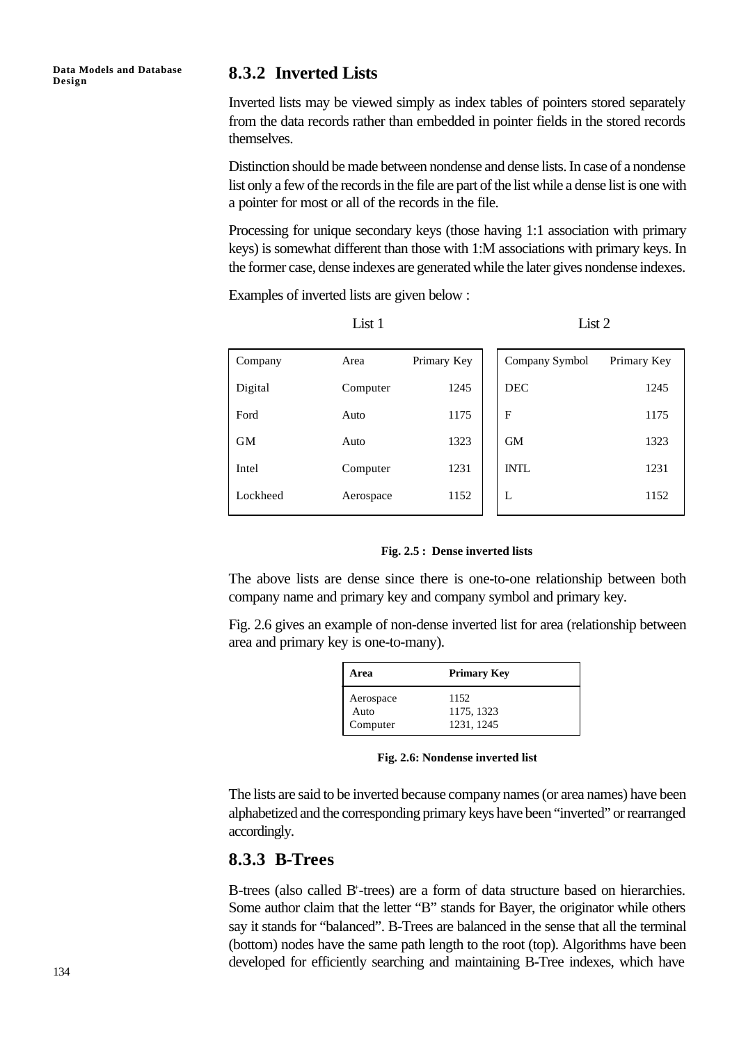### 8.3.2 Inverted Lists

Inverted lists may be viewed simply as index tables of pointers stored separately from the data records rather than embedded in pointer fields in the stored records themselves.

Distinction should be made between nondense and dense lists. In case of a nondense list only a few of the records in the file are part of the list while a dense list is one with a pointer for most or all of the records in the file.

Processing for unique secondary keys (those having 1:1 association with primary keys) is somewhat different than those with 1:M associations with primary keys. In the former case, dense indexes are generated while the later gives nondense indexes.

Examples of inverted lists are given below :

List 1

| Company | Area | Primary Key |
|---|---|---|
| Digital | Computer | 1245 |
| Ford | Auto | 1175 |
| GM | Auto | 1323 |
| Intel | Computer | 1231 |
| Lockheed | Aerospace | 1152 |

List 2

| Company Symbol | Primary Key |
|---|---|
| DEC | 1245 |
| F | 1175 |
| GM | 1323 |
| INTL | 1231 |
| L | 1152 |

**Fig. 2.5 : Dense inverted lists**

The above lists are dense since there is one-to-one relationship between both company name and primary key and company symbol and primary key.

Fig. 2.6 gives an example of non-dense inverted list for area (relationship between area and primary key is one-to-many).

| Area | Primary Key |
|---|---|
| Aerospace | 1152 |
| Auto | 1175, 1323 |
| Computer | 1231, 1245 |

**Fig. 2.6: Nondense inverted list**

The lists are said to be inverted because company names (or area names) have been alphabetized and the corresponding primary keys have been "inverted" or rearranged accordingly.

### 8.3.3 B-Trees

B-trees (also called $B^{+}$-trees) are a form of data structure based on hierarchies. Some author claim that the letter "B" stands for Bayer, the originator while others say it stands for "balanced". B-Trees are balanced in the sense that all the terminal (bottom) nodes have the same path length to the root (top). Algorithms have been developed for efficiently searching and maintaining B-Tree indexes, which have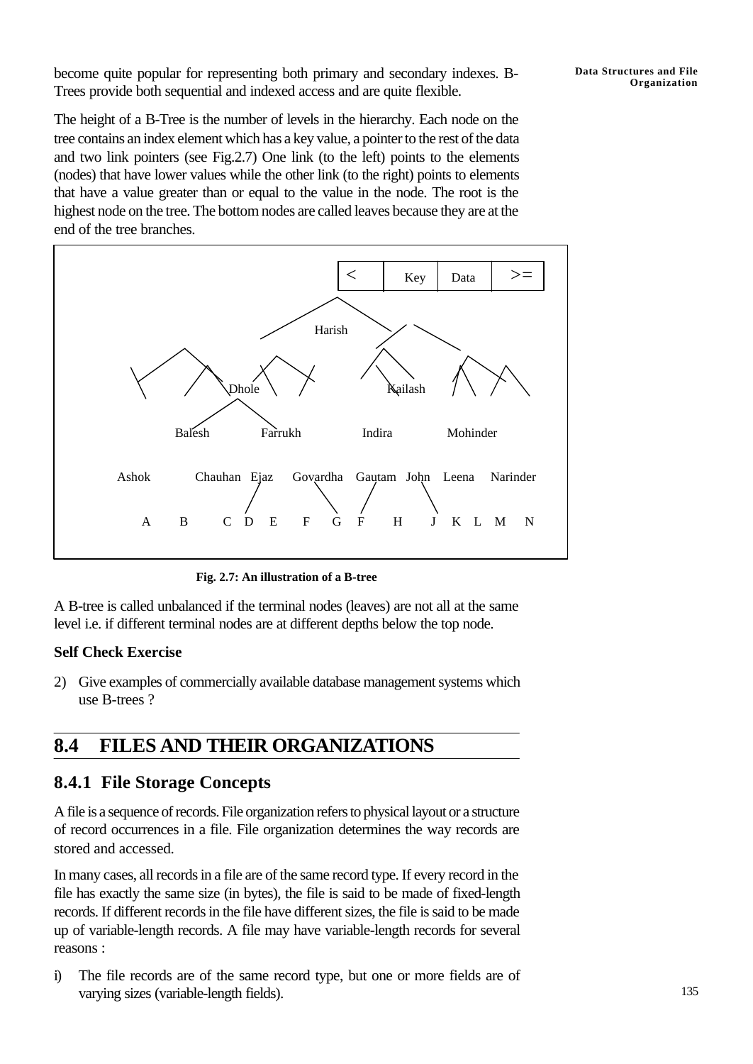become quite popular for representing both primary and secondary indexes. B-Trees provide both sequential and indexed access and are quite flexible.

The height of a B-Tree is the number of levels in the hierarchy. Each node on the tree contains an index element which has a key value, a pointer to the rest of the data and two link pointers (see Fig.2.7) One link (to the left) points to the elements (nodes) that have lower values while the other link (to the right) points to elements that have a value greater than or equal to the value in the node. The root is the highest node on the tree. The bottom nodes are called leaves because they are at the end of the tree branches.

| < | Key | Data | >= |
|---|---|---|---|

Harish

Dhole Kailash

Balesh Farrukh Indira Mohinder

Ashok Chauhan Ejaz Govardha Gautam John Leena Narinder

A B C D E F G F H J K L M N

**Fig. 2.7: An illustration of a B-tree**

A B-tree is called unbalanced if the terminal nodes (leaves) are not all at the same level i.e. if different terminal nodes are at different depths below the top node.

**Self Check Exercise**

2) Give examples of commercially available database management systems which use B-trees ?

## 8.4 FILES AND THEIR ORGANIZATIONS

### 8.4.1 File Storage Concepts

A file is a sequence of records. File organization refers to physical layout or a structure of record occurrences in a file. File organization determines the way records are stored and accessed.

In many cases, all records in a file are of the same record type. If every record in the file has exactly the same size (in bytes), the file is said to be made of fixed-length records. If different records in the file have different sizes, the file is said to be made up of variable-length records. A file may have variable-length records for several reasons :

i) The file records are of the same record type, but one or more fields are of varying sizes (variable-length fields).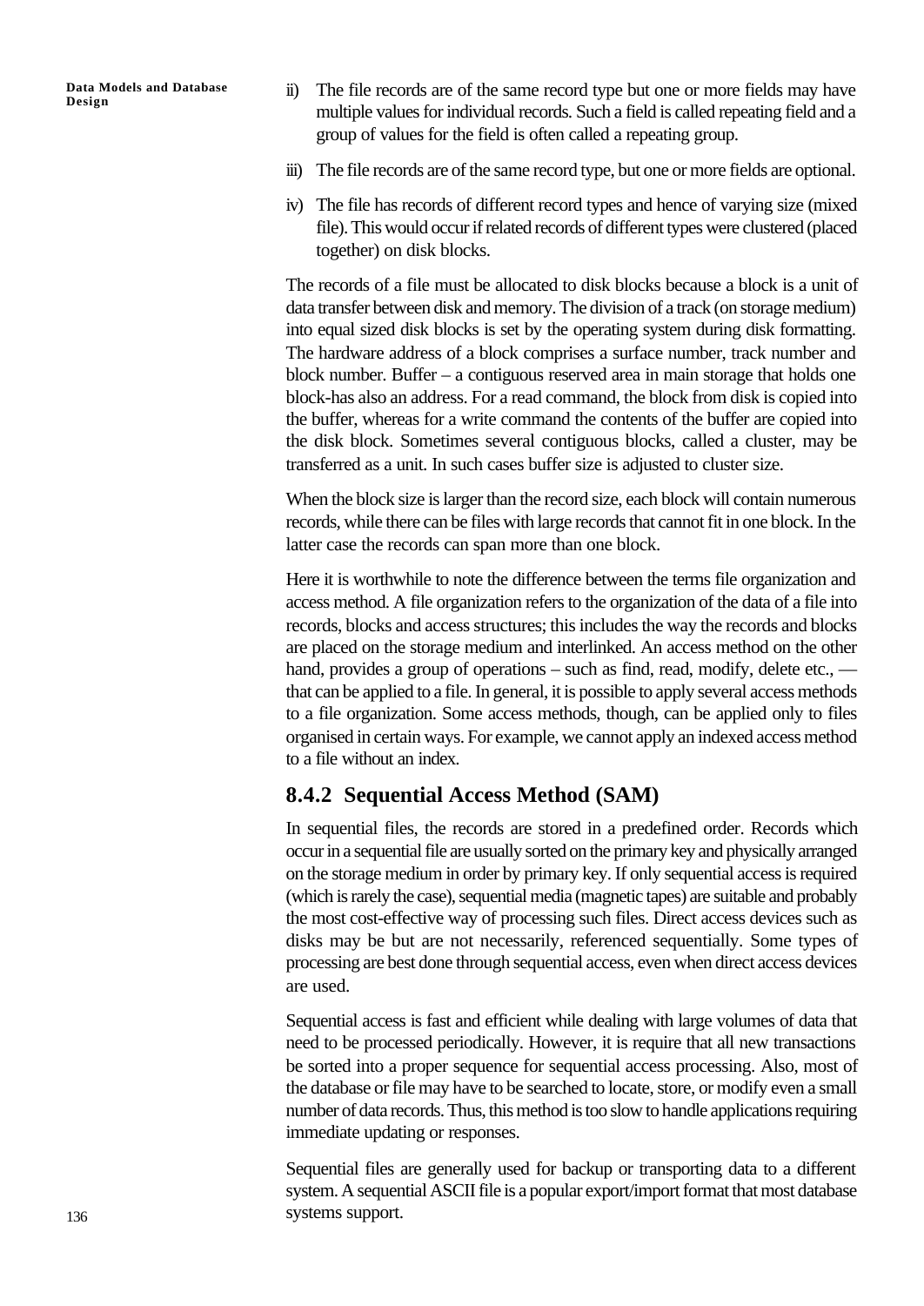ii) The file records are of the same record type but one or more fields may have multiple values for individual records. Such a field is called repeating field and a group of values for the field is often called a repeating group.

iii) The file records are of the same record type, but one or more fields are optional.

iv) The file has records of different record types and hence of varying size (mixed file). This would occur if related records of different types were clustered (placed together) on disk blocks.

The records of a file must be allocated to disk blocks because a block is a unit of data transfer between disk and memory. The division of a track (on storage medium) into equal sized disk blocks is set by the operating system during disk formatting. The hardware address of a block comprises a surface number, track number and block number. Buffer – a contiguous reserved area in main storage that holds one block-has also an address. For a read command, the block from disk is copied into the buffer, whereas for a write command the contents of the buffer are copied into the disk block. Sometimes several contiguous blocks, called a cluster, may be transferred as a unit. In such cases buffer size is adjusted to cluster size.

When the block size is larger than the record size, each block will contain numerous records, while there can be files with large records that cannot fit in one block. In the latter case the records can span more than one block.

Here it is worthwhile to note the difference between the terms file organization and access method. A file organization refers to the organization of the data of a file into records, blocks and access structures; this includes the way the records and blocks are placed on the storage medium and interlinked. An access method on the other hand, provides a group of operations – such as find, read, modify, delete etc., — that can be applied to a file. In general, it is possible to apply several access methods to a file organization. Some access methods, though, can be applied only to files organised in certain ways. For example, we cannot apply an indexed access method to a file without an index.

### 8.4.2 Sequential Access Method (SAM)

In sequential files, the records are stored in a predefined order. Records which occur in a sequential file are usually sorted on the primary key and physically arranged on the storage medium in order by primary key. If only sequential access is required (which is rarely the case), sequential media (magnetic tapes) are suitable and probably the most cost-effective way of processing such files. Direct access devices such as disks may be but are not necessarily, referenced sequentially. Some types of processing are best done through sequential access, even when direct access devices are used.

Sequential access is fast and efficient while dealing with large volumes of data that need to be processed periodically. However, it is require that all new transactions be sorted into a proper sequence for sequential access processing. Also, most of the database or file may have to be searched to locate, store, or modify even a small number of data records. Thus, this method is too slow to handle applications requiring immediate updating or responses.

Sequential files are generally used for backup or transporting data to a different system. A sequential ASCII file is a popular export/import format that most database systems support.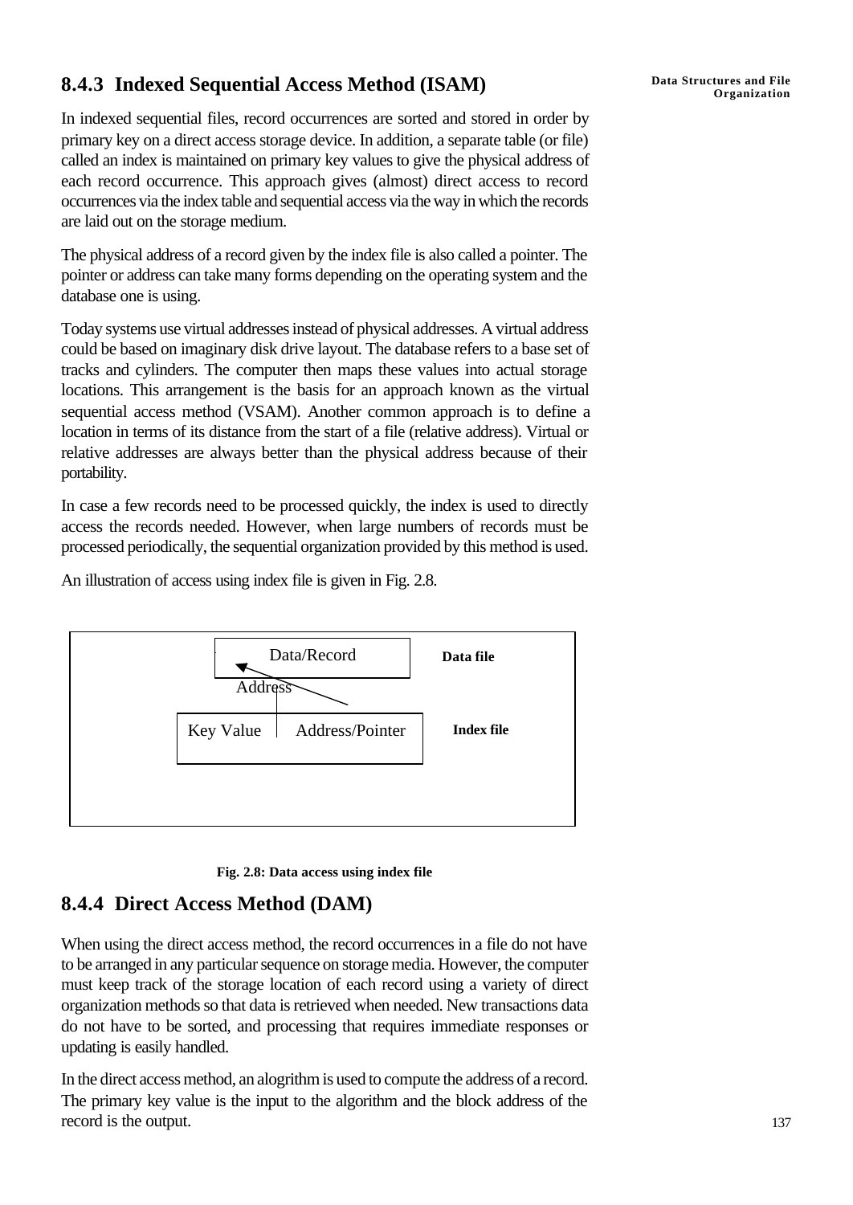### 8.4.3 Indexed Sequential Access Method (ISAM)

In indexed sequential files, record occurrences are sorted and stored in order by primary key on a direct access storage device. In addition, a separate table (or file) called an index is maintained on primary key values to give the physical address of each record occurrence. This approach gives (almost) direct access to record occurrences via the index table and sequential access via the way in which the records are laid out on the storage medium.

The physical address of a record given by the index file is also called a pointer. The pointer or address can take many forms depending on the operating system and the database one is using.

Today systems use virtual addresses instead of physical addresses. A virtual address could be based on imaginary disk drive layout. The database refers to a base set of tracks and cylinders. The computer then maps these values into actual storage locations. This arrangement is the basis for an approach known as the virtual sequential access method (VSAM). Another common approach is to define a location in terms of its distance from the start of a file (relative address). Virtual or relative addresses are always better than the physical address because of their portability.

In case a few records need to be processed quickly, the index is used to directly access the records needed. However, when large numbers of records must be processed periodically, the sequential organization provided by this method is used.

An illustration of access using index file is given in Fig. 2.8.

Data/Record — **Data file**

Address

Key Value | Address/Pointer — **Index file**

**Fig. 2.8: Data access using index file**

### 8.4.4 Direct Access Method (DAM)

When using the direct access method, the record occurrences in a file do not have to be arranged in any particular sequence on storage media. However, the computer must keep track of the storage location of each record using a variety of direct organization methods so that data is retrieved when needed. New transactions data do not have to be sorted, and processing that requires immediate responses or updating is easily handled.

In the direct access method, an alogrithm is used to compute the address of a record. The primary key value is the input to the algorithm and the block address of the record is the output.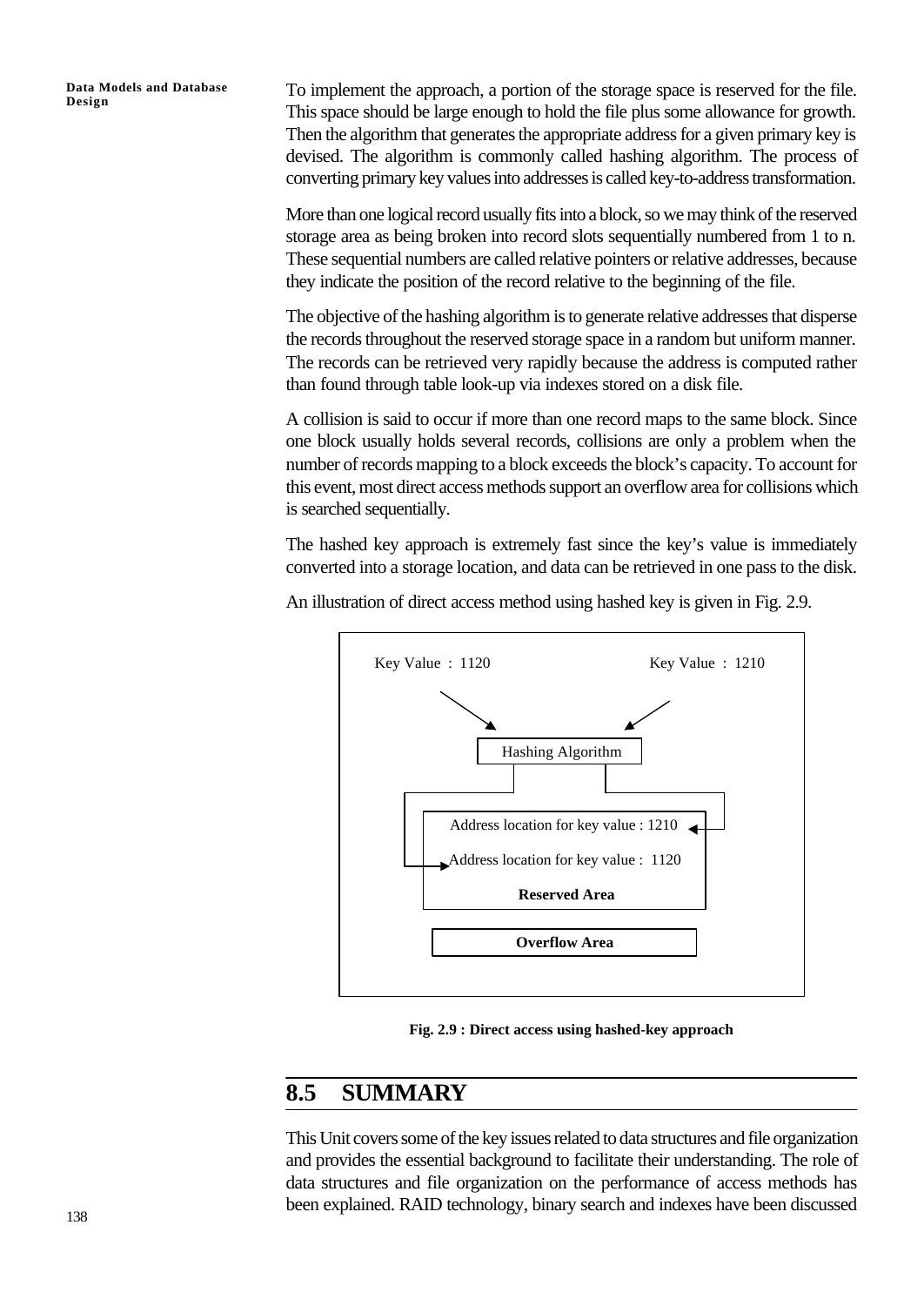To implement the approach, a portion of the storage space is reserved for the file. This space should be large enough to hold the file plus some allowance for growth. Then the algorithm that generates the appropriate address for a given primary key is devised. The algorithm is commonly called hashing algorithm. The process of converting primary key values into addresses is called key-to-address transformation.

More than one logical record usually fits into a block, so we may think of the reserved storage area as being broken into record slots sequentially numbered from 1 to n. These sequential numbers are called relative pointers or relative addresses, because they indicate the position of the record relative to the beginning of the file.

The objective of the hashing algorithm is to generate relative addresses that disperse the records throughout the reserved storage space in a random but uniform manner. The records can be retrieved very rapidly because the address is computed rather than found through table look-up via indexes stored on a disk file.

A collision is said to occur if more than one record maps to the same block. Since one block usually holds several records, collisions are only a problem when the number of records mapping to a block exceeds the block's capacity. To account for this event, most direct access methods support an overflow area for collisions which is searched sequentially.

The hashed key approach is extremely fast since the key's value is immediately converted into a storage location, and data can be retrieved in one pass to the disk.

An illustration of direct access method using hashed key is given in Fig. 2.9.

Key Value : 1120 — Key Value : 1210 → Hashing Algorithm

Reserved Area:
- Address location for key value : 1210
- Address location for key value : 1120

Overflow Area

**Fig. 2.9 : Direct access using hashed-key approach**

## 8.5 SUMMARY

This Unit covers some of the key issues related to data structures and file organization and provides the essential background to facilitate their understanding. The role of data structures and file organization on the performance of access methods has been explained. RAID technology, binary search and indexes have been discussed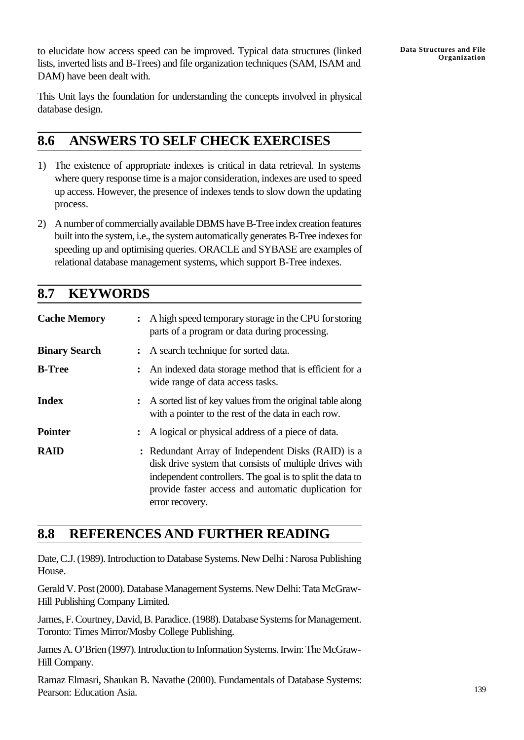to elucidate how access speed can be improved. Typical data structures (linked lists, inverted lists and B-Trees) and file organization techniques (SAM, ISAM and DAM) have been dealt with.

This Unit lays the foundation for understanding the concepts involved in physical database design.

## 8.6 ANSWERS TO SELF CHECK EXERCISES

1) The existence of appropriate indexes is critical in data retrieval. In systems where query response time is a major consideration, indexes are used to speed up access. However, the presence of indexes tends to slow down the updating process.

2) A number of commercially available DBMS have B-Tree index creation features built into the system, i.e., the system automatically generates B-Tree indexes for speeding up and optimising queries. ORACLE and SYBASE are examples of relational database management systems, which support B-Tree indexes.

## 8.7 KEYWORDS

**Cache Memory** : A high speed temporary storage in the CPU for storing parts of a program or data during processing.

**Binary Search** : A search technique for sorted data.

**B-Tree** : An indexed data storage method that is efficient for a wide range of data access tasks.

**Index** : A sorted list of key values from the original table along with a pointer to the rest of the data in each row.

**Pointer** : A logical or physical address of a piece of data.

**RAID** : Redundant Array of Independent Disks (RAID) is a disk drive system that consists of multiple drives with independent controllers. The goal is to split the data to provide faster access and automatic duplication for error recovery.

## 8.8 REFERENCES AND FURTHER READING

Date, C.J. (1989). Introduction to Database Systems. New Delhi : Narosa Publishing House.

Gerald V. Post (2000). Database Management Systems. New Delhi: Tata McGraw-Hill Publishing Company Limited.

James, F. Courtney, David, B. Paradice. (1988). Database Systems for Management. Toronto: Times Mirror/Mosby College Publishing.

James A. O'Brien (1997). Introduction to Information Systems. Irwin: The McGraw-Hill Company.

Ramaz Elmasri, Shaukan B. Navathe (2000). Fundamentals of Database Systems: Pearson: Education Asia.